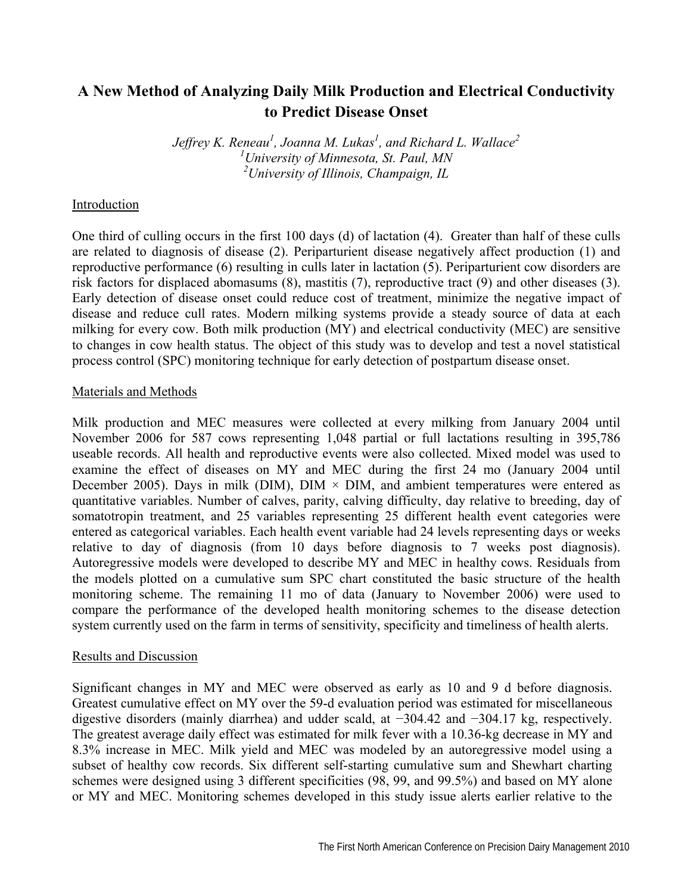# A New Method of Analyzing Daily Milk Production and Electrical Conductivity to Predict Disease Onset

*Jeffrey K. Reneau[1], Joanna M. Lukas[1], and Richard L. Wallace[2]*
*[1]University of Minnesota, St. Paul, MN*
*[2]University of Illinois, Champaign, IL*

## Introduction

One third of culling occurs in the first 100 days (d) of lactation (4). Greater than half of these culls are related to diagnosis of disease (2). Periparturient disease negatively affect production (1) and reproductive performance (6) resulting in culls later in lactation (5). Periparturient cow disorders are risk factors for displaced abomasums (8), mastitis (7), reproductive tract (9) and other diseases (3). Early detection of disease onset could reduce cost of treatment, minimize the negative impact of disease and reduce cull rates. Modern milking systems provide a steady source of data at each milking for every cow. Both milk production (MY) and electrical conductivity (MEC) are sensitive to changes in cow health status. The object of this study was to develop and test a novel statistical process control (SPC) monitoring technique for early detection of postpartum disease onset.

## Materials and Methods

Milk production and MEC measures were collected at every milking from January 2004 until November 2006 for 587 cows representing 1,048 partial or full lactations resulting in 395,786 useable records. All health and reproductive events were also collected. Mixed model was used to examine the effect of diseases on MY and MEC during the first 24 mo (January 2004 until December 2005). Days in milk (DIM), DIM × DIM, and ambient temperatures were entered as quantitative variables. Number of calves, parity, calving difficulty, day relative to breeding, day of somatotropin treatment, and 25 variables representing 25 different health event categories were entered as categorical variables. Each health event variable had 24 levels representing days or weeks relative to day of diagnosis (from 10 days before diagnosis to 7 weeks post diagnosis). Autoregressive models were developed to describe MY and MEC in healthy cows. Residuals from the models plotted on a cumulative sum SPC chart constituted the basic structure of the health monitoring scheme. The remaining 11 mo of data (January to November 2006) were used to compare the performance of the developed health monitoring schemes to the disease detection system currently used on the farm in terms of sensitivity, specificity and timeliness of health alerts.

## Results and Discussion

Significant changes in MY and MEC were observed as early as 10 and 9 d before diagnosis. Greatest cumulative effect on MY over the 59-d evaluation period was estimated for miscellaneous digestive disorders (mainly diarrhea) and udder scald, at −304.42 and −304.17 kg, respectively. The greatest average daily effect was estimated for milk fever with a 10.36-kg decrease in MY and 8.3% increase in MEC. Milk yield and MEC was modeled by an autoregressive model using a subset of healthy cow records. Six different self-starting cumulative sum and Shewhart charting schemes were designed using 3 different specificities (98, 99, and 99.5%) and based on MY alone or MY and MEC. Monitoring schemes developed in this study issue alerts earlier relative to the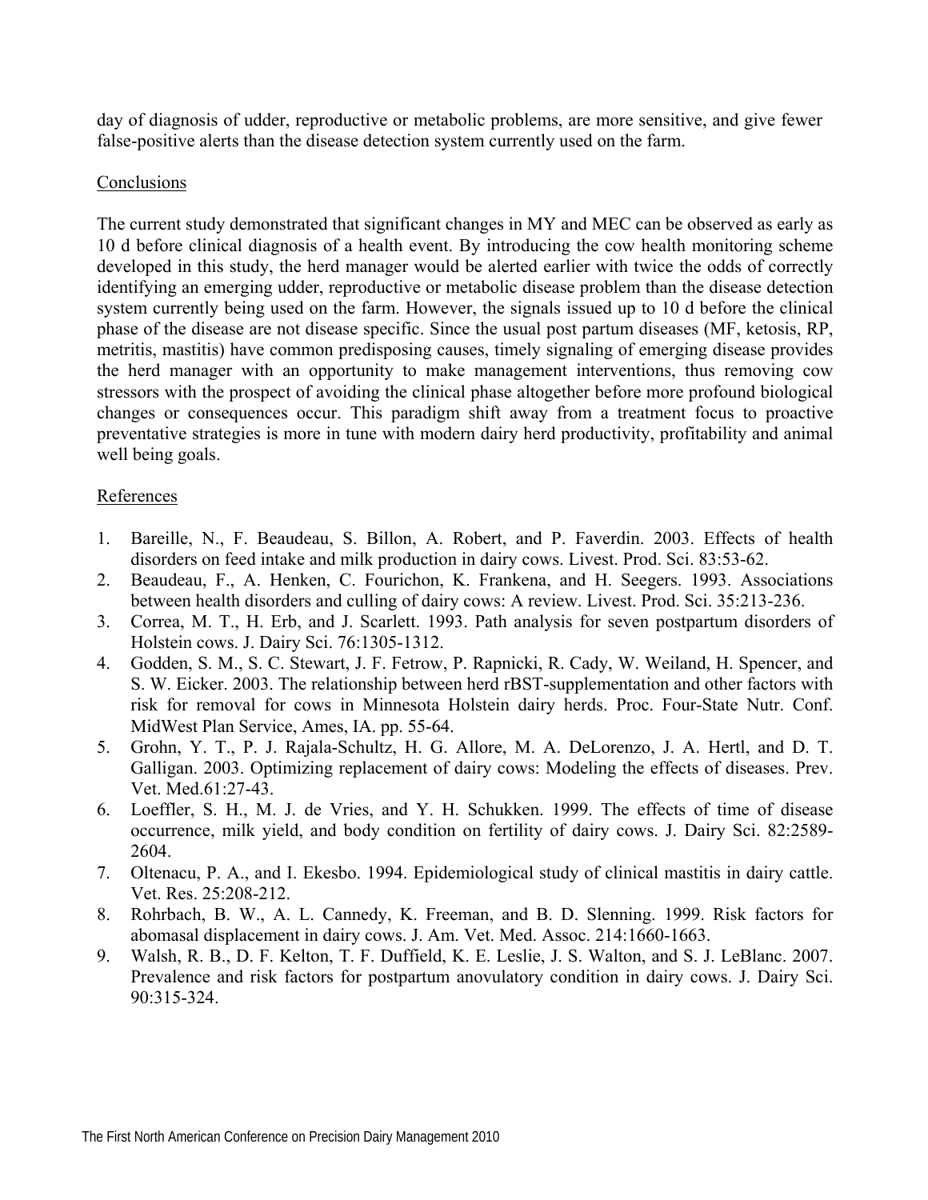day of diagnosis of udder, reproductive or metabolic problems, are more sensitive, and give fewer false-positive alerts than the disease detection system currently used on the farm.

## Conclusions

The current study demonstrated that significant changes in MY and MEC can be observed as early as 10 d before clinical diagnosis of a health event. By introducing the cow health monitoring scheme developed in this study, the herd manager would be alerted earlier with twice the odds of correctly identifying an emerging udder, reproductive or metabolic disease problem than the disease detection system currently being used on the farm. However, the signals issued up to 10 d before the clinical phase of the disease are not disease specific. Since the usual post partum diseases (MF, ketosis, RP, metritis, mastitis) have common predisposing causes, timely signaling of emerging disease provides the herd manager with an opportunity to make management interventions, thus removing cow stressors with the prospect of avoiding the clinical phase altogether before more profound biological changes or consequences occur. This paradigm shift away from a treatment focus to proactive preventative strategies is more in tune with modern dairy herd productivity, profitability and animal well being goals.

## References

1. Bareille, N., F. Beaudeau, S. Billon, A. Robert, and P. Faverdin. 2003. Effects of health disorders on feed intake and milk production in dairy cows. Livest. Prod. Sci. 83:53-62.
2. Beaudeau, F., A. Henken, C. Fourichon, K. Frankena, and H. Seegers. 1993. Associations between health disorders and culling of dairy cows: A review. Livest. Prod. Sci. 35:213-236.
3. Correa, M. T., H. Erb, and J. Scarlett. 1993. Path analysis for seven postpartum disorders of Holstein cows. J. Dairy Sci. 76:1305-1312.
4. Godden, S. M., S. C. Stewart, J. F. Fetrow, P. Rapnicki, R. Cady, W. Weiland, H. Spencer, and S. W. Eicker. 2003. The relationship between herd rBST-supplementation and other factors with risk for removal for cows in Minnesota Holstein dairy herds. Proc. Four-State Nutr. Conf. MidWest Plan Service, Ames, IA. pp. 55-64.
5. Grohn, Y. T., P. J. Rajala-Schultz, H. G. Allore, M. A. DeLorenzo, J. A. Hertl, and D. T. Galligan. 2003. Optimizing replacement of dairy cows: Modeling the effects of diseases. Prev. Vet. Med.61:27-43.
6. Loeffler, S. H., M. J. de Vries, and Y. H. Schukken. 1999. The effects of time of disease occurrence, milk yield, and body condition on fertility of dairy cows. J. Dairy Sci. 82:2589-2604.
7. Oltenacu, P. A., and I. Ekesbo. 1994. Epidemiological study of clinical mastitis in dairy cattle. Vet. Res. 25:208-212.
8. Rohrbach, B. W., A. L. Cannedy, K. Freeman, and B. D. Slenning. 1999. Risk factors for abomasal displacement in dairy cows. J. Am. Vet. Med. Assoc. 214:1660-1663.
9. Walsh, R. B., D. F. Kelton, T. F. Duffield, K. E. Leslie, J. S. Walton, and S. J. LeBlanc. 2007. Prevalence and risk factors for postpartum anovulatory condition in dairy cows. J. Dairy Sci. 90:315-324.